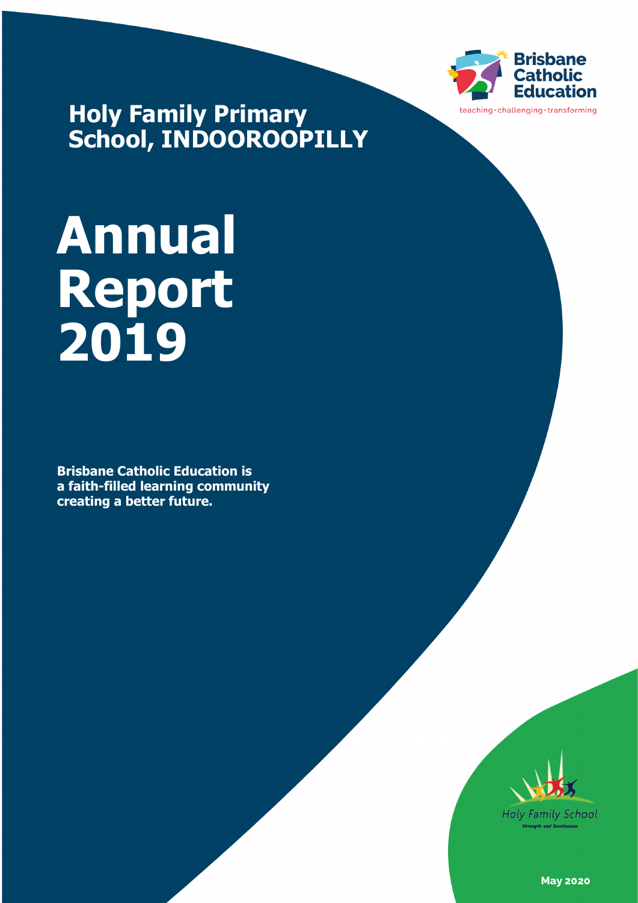# Holy Family Primary School, INDOOROOPILLY

Brisbane Catholic Education

teaching · challenging · transforming

# Annual Report 2019

**Brisbane Catholic Education is a faith-filled learning community creating a better future.**

Holy Family School

*Strength and Gentleness*

**May 2020**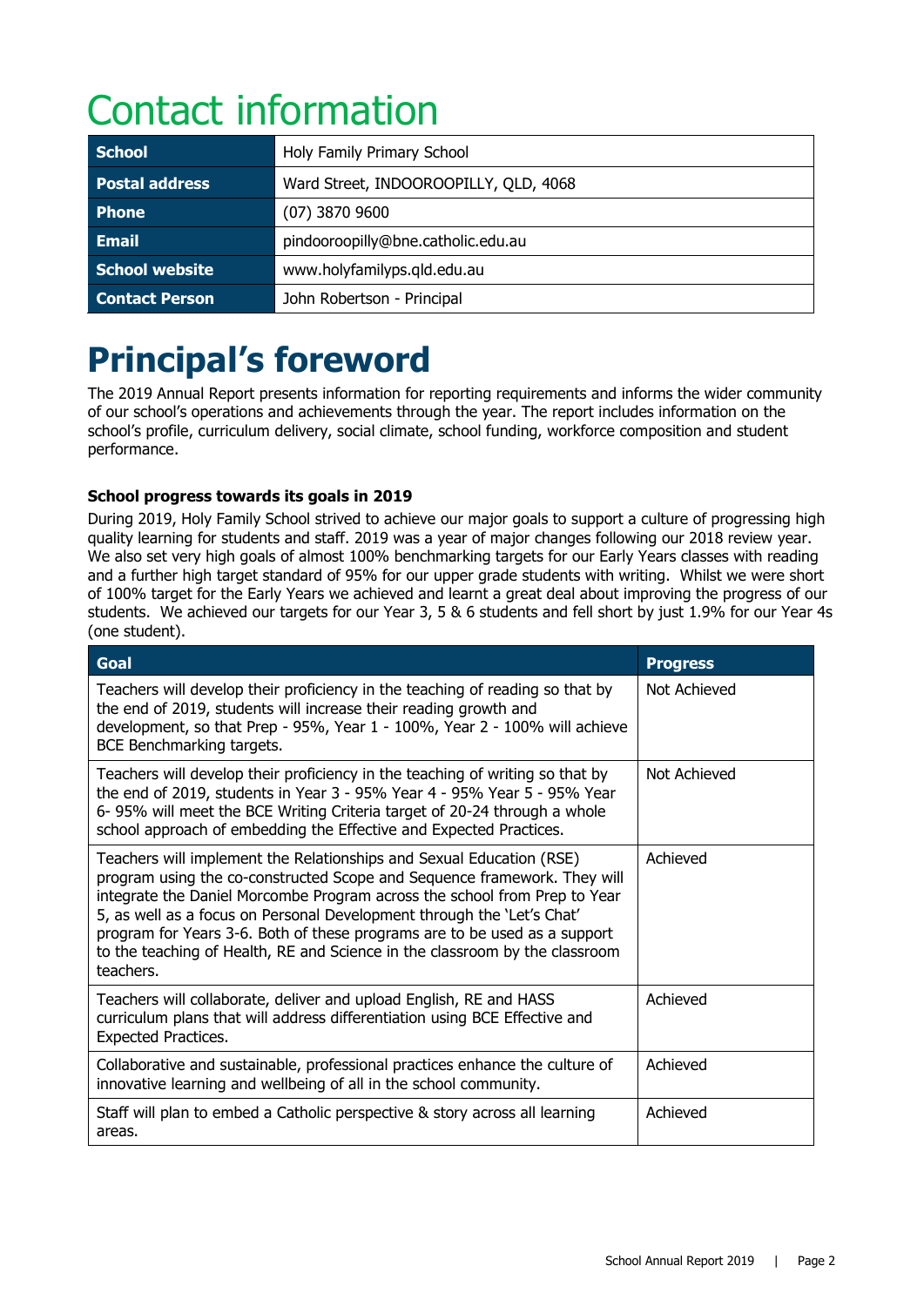# Contact information

| School | Holy Family Primary School |
|---|---|
| Postal address | Ward Street, INDOOROOPILLY, QLD, 4068 |
| Phone | (07) 3870 9600 |
| Email | pindooroopilly@bne.catholic.edu.au |
| School website | www.holyfamilyps.qld.edu.au |
| Contact Person | John Robertson - Principal |

# Principal's foreword

The 2019 Annual Report presents information for reporting requirements and informs the wider community of our school's operations and achievements through the year. The report includes information on the school's profile, curriculum delivery, social climate, school funding, workforce composition and student performance.

### School progress towards its goals in 2019

During 2019, Holy Family School strived to achieve our major goals to support a culture of progressing high quality learning for students and staff. 2019 was a year of major changes following our 2018 review year. We also set very high goals of almost 100% benchmarking targets for our Early Years classes with reading and a further high target standard of 95% for our upper grade students with writing. Whilst we were short of 100% target for the Early Years we achieved and learnt a great deal about improving the progress of our students. We achieved our targets for our Year 3, 5 & 6 students and fell short by just 1.9% for our Year 4s (one student).

| Goal | Progress |
|---|---|
| Teachers will develop their proficiency in the teaching of reading so that by the end of 2019, students will increase their reading growth and development, so that Prep - 95%, Year 1 - 100%, Year 2 - 100% will achieve BCE Benchmarking targets. | Not Achieved |
| Teachers will develop their proficiency in the teaching of writing so that by the end of 2019, students in Year 3 - 95% Year 4 - 95% Year 5 - 95% Year 6- 95% will meet the BCE Writing Criteria target of 20-24 through a whole school approach of embedding the Effective and Expected Practices. | Not Achieved |
| Teachers will implement the Relationships and Sexual Education (RSE) program using the co-constructed Scope and Sequence framework. They will integrate the Daniel Morcombe Program across the school from Prep to Year 5, as well as a focus on Personal Development through the 'Let's Chat' program for Years 3-6. Both of these programs are to be used as a support to the teaching of Health, RE and Science in the classroom by the classroom teachers. | Achieved |
| Teachers will collaborate, deliver and upload English, RE and HASS curriculum plans that will address differentiation using BCE Effective and Expected Practices. | Achieved |
| Collaborative and sustainable, professional practices enhance the culture of innovative learning and wellbeing of all in the school community. | Achieved |
| Staff will plan to embed a Catholic perspective & story across all learning areas. | Achieved |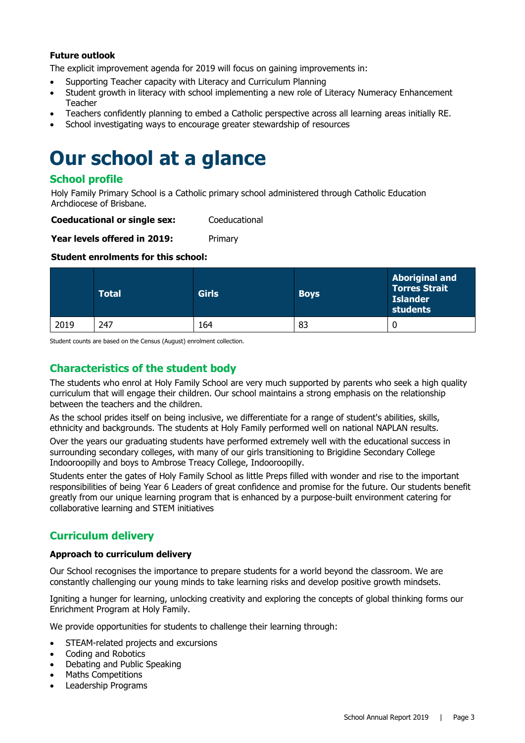**Future outlook**

The explicit improvement agenda for 2019 will focus on gaining improvements in:

- Supporting Teacher capacity with Literacy and Curriculum Planning
- Student growth in literacy with school implementing a new role of Literacy Numeracy Enhancement Teacher
- Teachers confidently planning to embed a Catholic perspective across all learning areas initially RE.
- School investigating ways to encourage greater stewardship of resources

# Our school at a glance

## School profile

Holy Family Primary School is a Catholic primary school administered through Catholic Education Archdiocese of Brisbane.

**Coeducational or single sex:** Coeducational

**Year levels offered in 2019:** Primary

**Student enrolments for this school:**

| | Total | Girls | Boys | Aboriginal and Torres Strait Islander students |
|---|---|---|---|---|
| 2019 | 247 | 164 | 83 | 0 |

Student counts are based on the Census (August) enrolment collection.

## Characteristics of the student body

The students who enrol at Holy Family School are very much supported by parents who seek a high quality curriculum that will engage their children. Our school maintains a strong emphasis on the relationship between the teachers and the children.

As the school prides itself on being inclusive, we differentiate for a range of student's abilities, skills, ethnicity and backgrounds. The students at Holy Family performed well on national NAPLAN results.

Over the years our graduating students have performed extremely well with the educational success in surrounding secondary colleges, with many of our girls transitioning to Brigidine Secondary College Indooroopilly and boys to Ambrose Treacy College, Indooroopilly.

Students enter the gates of Holy Family School as little Preps filled with wonder and rise to the important responsibilities of being Year 6 Leaders of great confidence and promise for the future. Our students benefit greatly from our unique learning program that is enhanced by a purpose-built environment catering for collaborative learning and STEM initiatives

## Curriculum delivery

**Approach to curriculum delivery**

Our School recognises the importance to prepare students for a world beyond the classroom. We are constantly challenging our young minds to take learning risks and develop positive growth mindsets.

Igniting a hunger for learning, unlocking creativity and exploring the concepts of global thinking forms our Enrichment Program at Holy Family.

We provide opportunities for students to challenge their learning through:

- STEAM-related projects and excursions
- Coding and Robotics
- Debating and Public Speaking
- Maths Competitions
- Leadership Programs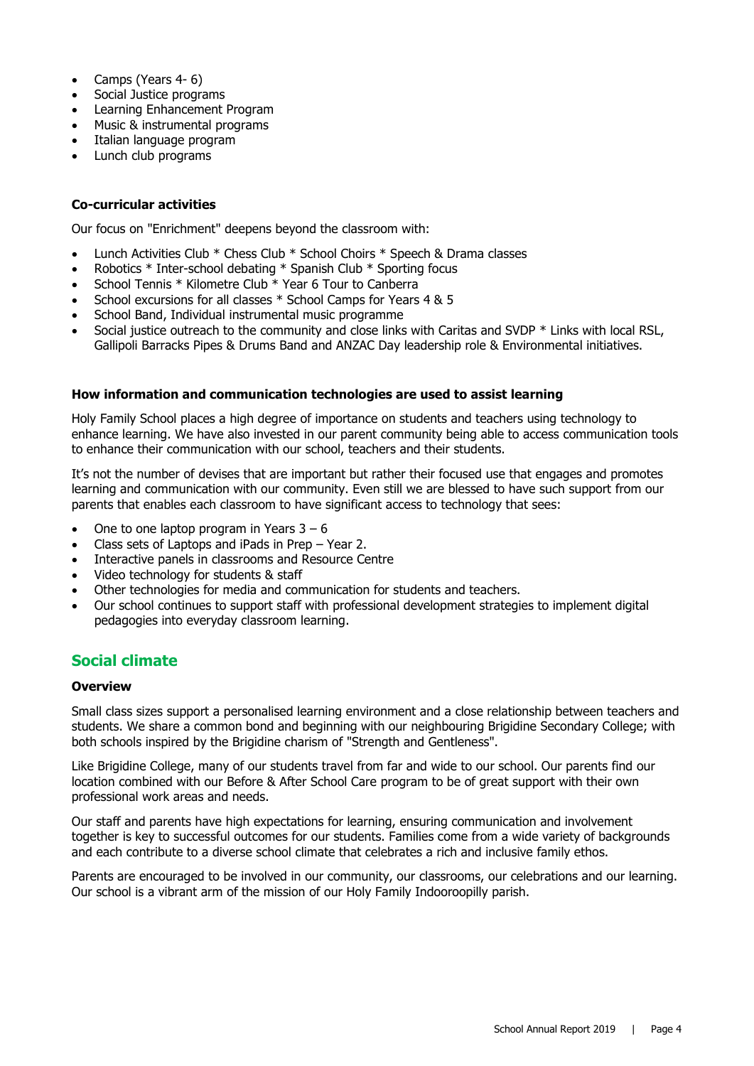- Camps (Years 4- 6)
- Social Justice programs
- Learning Enhancement Program
- Music & instrumental programs
- Italian language program
- Lunch club programs

**Co-curricular activities**

Our focus on "Enrichment" deepens beyond the classroom with:

- Lunch Activities Club * Chess Club * School Choirs * Speech & Drama classes
- Robotics * Inter-school debating * Spanish Club * Sporting focus
- School Tennis * Kilometre Club * Year 6 Tour to Canberra
- School excursions for all classes * School Camps for Years 4 & 5
- School Band, Individual instrumental music programme
- Social justice outreach to the community and close links with Caritas and SVDP * Links with local RSL, Gallipoli Barracks Pipes & Drums Band and ANZAC Day leadership role & Environmental initiatives.

**How information and communication technologies are used to assist learning**

Holy Family School places a high degree of importance on students and teachers using technology to enhance learning. We have also invested in our parent community being able to access communication tools to enhance their communication with our school, teachers and their students.

It's not the number of devises that are important but rather their focused use that engages and promotes learning and communication with our community. Even still we are blessed to have such support from our parents that enables each classroom to have significant access to technology that sees:

- One to one laptop program in Years 3 – 6
- Class sets of Laptops and iPads in Prep – Year 2.
- Interactive panels in classrooms and Resource Centre
- Video technology for students & staff
- Other technologies for media and communication for students and teachers.
- Our school continues to support staff with professional development strategies to implement digital pedagogies into everyday classroom learning.

## Social climate

**Overview**

Small class sizes support a personalised learning environment and a close relationship between teachers and students. We share a common bond and beginning with our neighbouring Brigidine Secondary College; with both schools inspired by the Brigidine charism of "Strength and Gentleness".

Like Brigidine College, many of our students travel from far and wide to our school. Our parents find our location combined with our Before & After School Care program to be of great support with their own professional work areas and needs.

Our staff and parents have high expectations for learning, ensuring communication and involvement together is key to successful outcomes for our students. Families come from a wide variety of backgrounds and each contribute to a diverse school climate that celebrates a rich and inclusive family ethos.

Parents are encouraged to be involved in our community, our classrooms, our celebrations and our learning. Our school is a vibrant arm of the mission of our Holy Family Indooroopilly parish.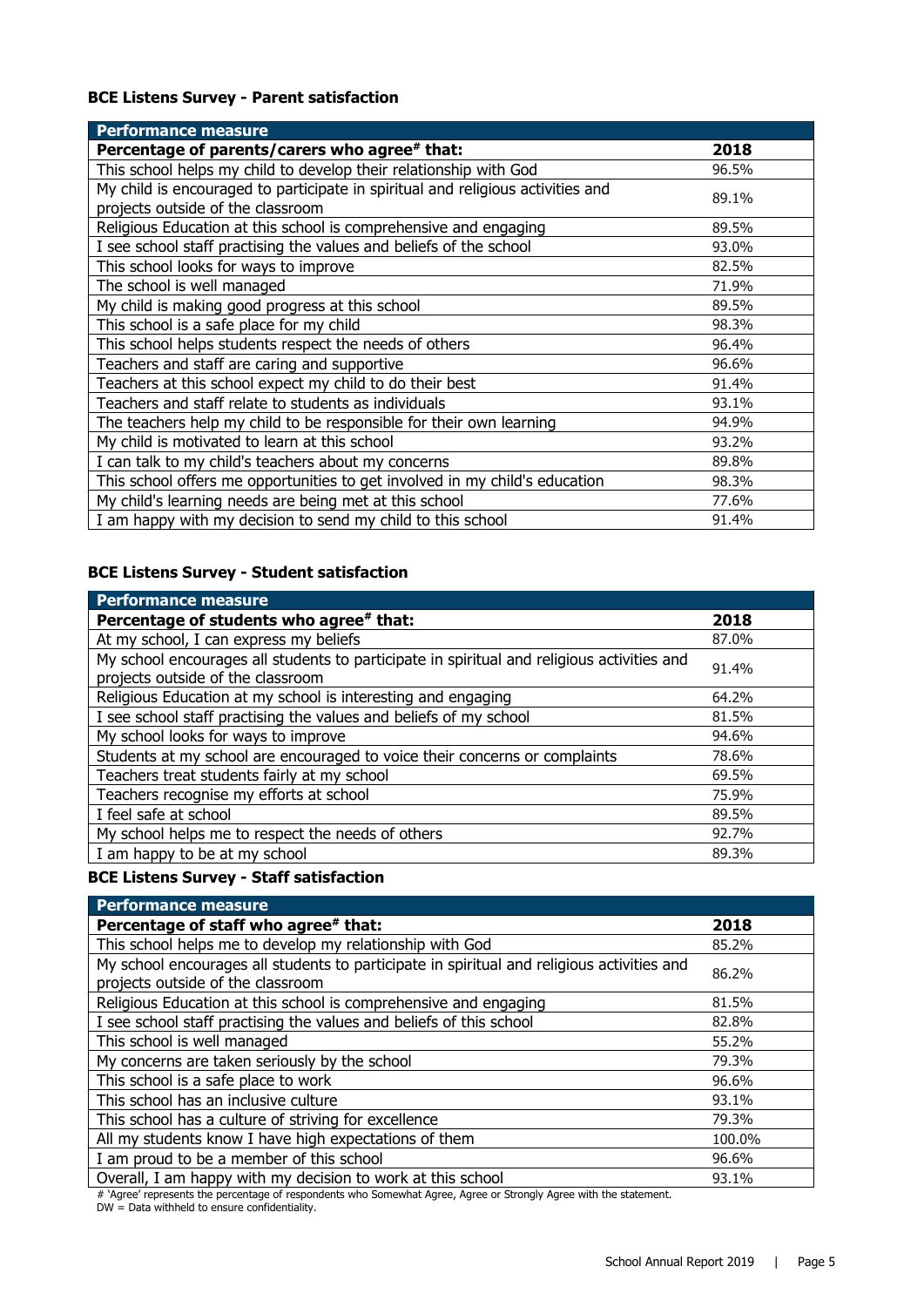**BCE Listens Survey - Parent satisfaction**

| Performance measure | |
|---|---|
| **Percentage of parents/carers who agree# that:** | **2018** |
| This school helps my child to develop their relationship with God | 96.5% |
| My child is encouraged to participate in spiritual and religious activities and projects outside of the classroom | 89.1% |
| Religious Education at this school is comprehensive and engaging | 89.5% |
| I see school staff practising the values and beliefs of the school | 93.0% |
| This school looks for ways to improve | 82.5% |
| The school is well managed | 71.9% |
| My child is making good progress at this school | 89.5% |
| This school is a safe place for my child | 98.3% |
| This school helps students respect the needs of others | 96.4% |
| Teachers and staff are caring and supportive | 96.6% |
| Teachers at this school expect my child to do their best | 91.4% |
| Teachers and staff relate to students as individuals | 93.1% |
| The teachers help my child to be responsible for their own learning | 94.9% |
| My child is motivated to learn at this school | 93.2% |
| I can talk to my child's teachers about my concerns | 89.8% |
| This school offers me opportunities to get involved in my child's education | 98.3% |
| My child's learning needs are being met at this school | 77.6% |
| I am happy with my decision to send my child to this school | 91.4% |

**BCE Listens Survey - Student satisfaction**

| Performance measure | |
|---|---|
| **Percentage of students who agree# that:** | **2018** |
| At my school, I can express my beliefs | 87.0% |
| My school encourages all students to participate in spiritual and religious activities and projects outside of the classroom | 91.4% |
| Religious Education at my school is interesting and engaging | 64.2% |
| I see school staff practising the values and beliefs of my school | 81.5% |
| My school looks for ways to improve | 94.6% |
| Students at my school are encouraged to voice their concerns or complaints | 78.6% |
| Teachers treat students fairly at my school | 69.5% |
| Teachers recognise my efforts at school | 75.9% |
| I feel safe at school | 89.5% |
| My school helps me to respect the needs of others | 92.7% |
| I am happy to be at my school | 89.3% |

**BCE Listens Survey - Staff satisfaction**

| Performance measure | |
|---|---|
| **Percentage of staff who agree# that:** | **2018** |
| This school helps me to develop my relationship with God | 85.2% |
| My school encourages all students to participate in spiritual and religious activities and projects outside of the classroom | 86.2% |
| Religious Education at this school is comprehensive and engaging | 81.5% |
| I see school staff practising the values and beliefs of this school | 82.8% |
| This school is well managed | 55.2% |
| My concerns are taken seriously by the school | 79.3% |
| This school is a safe place to work | 96.6% |
| This school has an inclusive culture | 93.1% |
| This school has a culture of striving for excellence | 79.3% |
| All my students know I have high expectations of them | 100.0% |
| I am proud to be a member of this school | 96.6% |
| Overall, I am happy with my decision to work at this school | 93.1% |

# 'Agree' represents the percentage of respondents who Somewhat Agree, Agree or Strongly Agree with the statement.
DW = Data withheld to ensure confidentiality.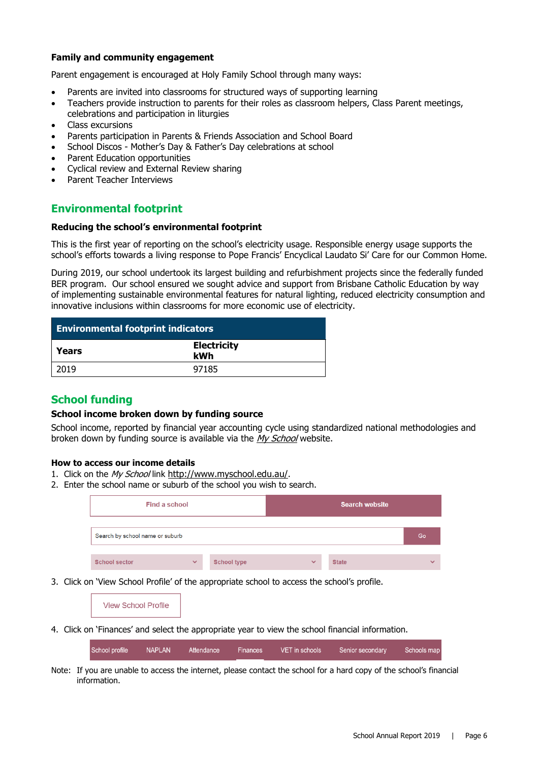**Family and community engagement**

Parent engagement is encouraged at Holy Family School through many ways:

- Parents are invited into classrooms for structured ways of supporting learning
- Teachers provide instruction to parents for their roles as classroom helpers, Class Parent meetings, celebrations and participation in liturgies
- Class excursions
- Parents participation in Parents & Friends Association and School Board
- School Discos - Mother's Day & Father's Day celebrations at school
- Parent Education opportunities
- Cyclical review and External Review sharing
- Parent Teacher Interviews

## Environmental footprint

**Reducing the school's environmental footprint**

This is the first year of reporting on the school's electricity usage. Responsible energy usage supports the school's efforts towards a living response to Pope Francis' Encyclical Laudato Si' Care for our Common Home.

During 2019, our school undertook its largest building and refurbishment projects since the federally funded BER program. Our school ensured we sought advice and support from Brisbane Catholic Education by way of implementing sustainable environmental features for natural lighting, reduced electricity consumption and innovative inclusions within classrooms for more economic use of electricity.

| Environmental footprint indicators | |
|---|---|
| **Years** | **Electricity kWh** |
| 2019 | 97185 |

## School funding

**School income broken down by funding source**

School income, reported by financial year accounting cycle using standardized national methodologies and broken down by funding source is available via the *My School* website.

**How to access our income details**

1. Click on the *My School* link http://www.myschool.edu.au/.
2. Enter the school name or suburb of the school you wish to search.

   Find a school | Search website

   Search by school name or suburb | Go

   School sector | School type | State

3. Click on 'View School Profile' of the appropriate school to access the school's profile.

   View School Profile

4. Click on 'Finances' and select the appropriate year to view the school financial information.

   School profile | NAPLAN | Attendance | Finances | VET in schools | Senior secondary | Schools map

Note: If you are unable to access the internet, please contact the school for a hard copy of the school's financial information.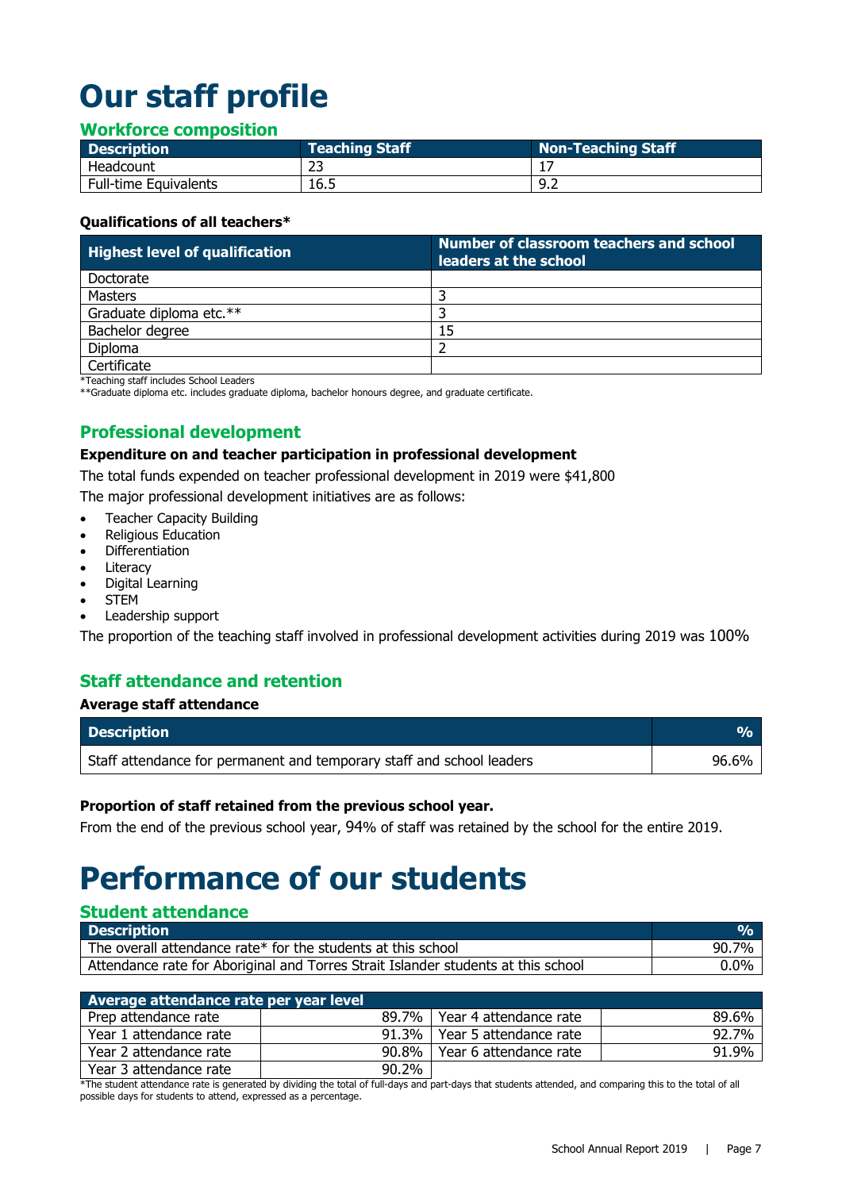# Our staff profile

## Workforce composition

| Description | Teaching Staff | Non-Teaching Staff |
|---|---|---|
| Headcount | 23 | 17 |
| Full-time Equivalents | 16.5 | 9.2 |

**Qualifications of all teachers***

| Highest level of qualification | Number of classroom teachers and school leaders at the school |
|---|---|
| Doctorate | |
| Masters | 3 |
| Graduate diploma etc.** | 3 |
| Bachelor degree | 15 |
| Diploma | 2 |
| Certificate | |

*Teaching staff includes School Leaders

**Graduate diploma etc. includes graduate diploma, bachelor honours degree, and graduate certificate.

## Professional development

**Expenditure on and teacher participation in professional development**

The total funds expended on teacher professional development in 2019 were $41,800

The major professional development initiatives are as follows:

- Teacher Capacity Building
- Religious Education
- Differentiation
- Literacy
- Digital Learning
- STEM
- Leadership support

The proportion of the teaching staff involved in professional development activities during 2019 was 100%

## Staff attendance and retention

**Average staff attendance**

| Description | % |
|---|---|
| Staff attendance for permanent and temporary staff and school leaders | 96.6% |

**Proportion of staff retained from the previous school year.**

From the end of the previous school year, 94% of staff was retained by the school for the entire 2019.

# Performance of our students

## Student attendance

| Description | % |
|---|---|
| The overall attendance rate* for the students at this school | 90.7% |
| Attendance rate for Aboriginal and Torres Strait Islander students at this school | 0.0% |

| Average attendance rate per year level | | | |
|---|---|---|---|
| Prep attendance rate | 89.7% | Year 4 attendance rate | 89.6% |
| Year 1 attendance rate | 91.3% | Year 5 attendance rate | 92.7% |
| Year 2 attendance rate | 90.8% | Year 6 attendance rate | 91.9% |
| Year 3 attendance rate | 90.2% | | |

*The student attendance rate is generated by dividing the total of full-days and part-days that students attended, and comparing this to the total of all possible days for students to attend, expressed as a percentage.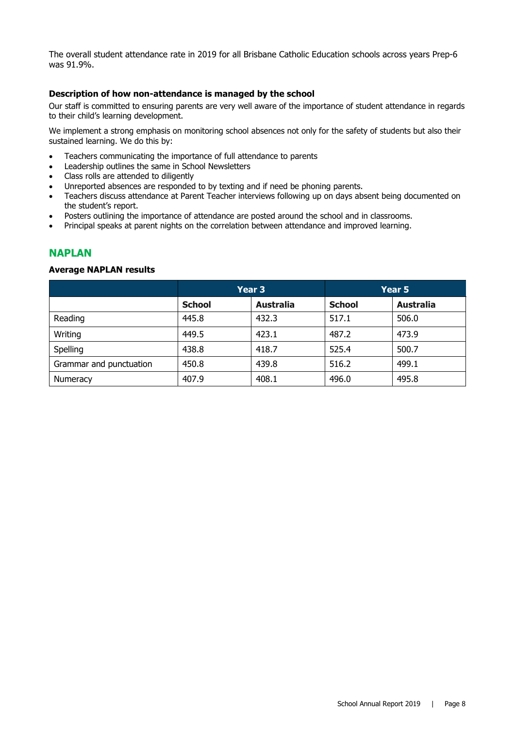The overall student attendance rate in 2019 for all Brisbane Catholic Education schools across years Prep-6 was 91.9%.

### Description of how non-attendance is managed by the school

Our staff is committed to ensuring parents are very well aware of the importance of student attendance in regards to their child's learning development.

We implement a strong emphasis on monitoring school absences not only for the safety of students but also their sustained learning. We do this by:

- Teachers communicating the importance of full attendance to parents
- Leadership outlines the same in School Newsletters
- Class rolls are attended to diligently
- Unreported absences are responded to by texting and if need be phoning parents.
- Teachers discuss attendance at Parent Teacher interviews following up on days absent being documented on the student's report.
- Posters outlining the importance of attendance are posted around the school and in classrooms.
- Principal speaks at parent nights on the correlation between attendance and improved learning.

## NAPLAN

### Average NAPLAN results

| | Year 3 | | Year 5 | |
|---|---|---|---|---|
| | **School** | **Australia** | **School** | **Australia** |
| Reading | 445.8 | 432.3 | 517.1 | 506.0 |
| Writing | 449.5 | 423.1 | 487.2 | 473.9 |
| Spelling | 438.8 | 418.7 | 525.4 | 500.7 |
| Grammar and punctuation | 450.8 | 439.8 | 516.2 | 499.1 |
| Numeracy | 407.9 | 408.1 | 496.0 | 495.8 |